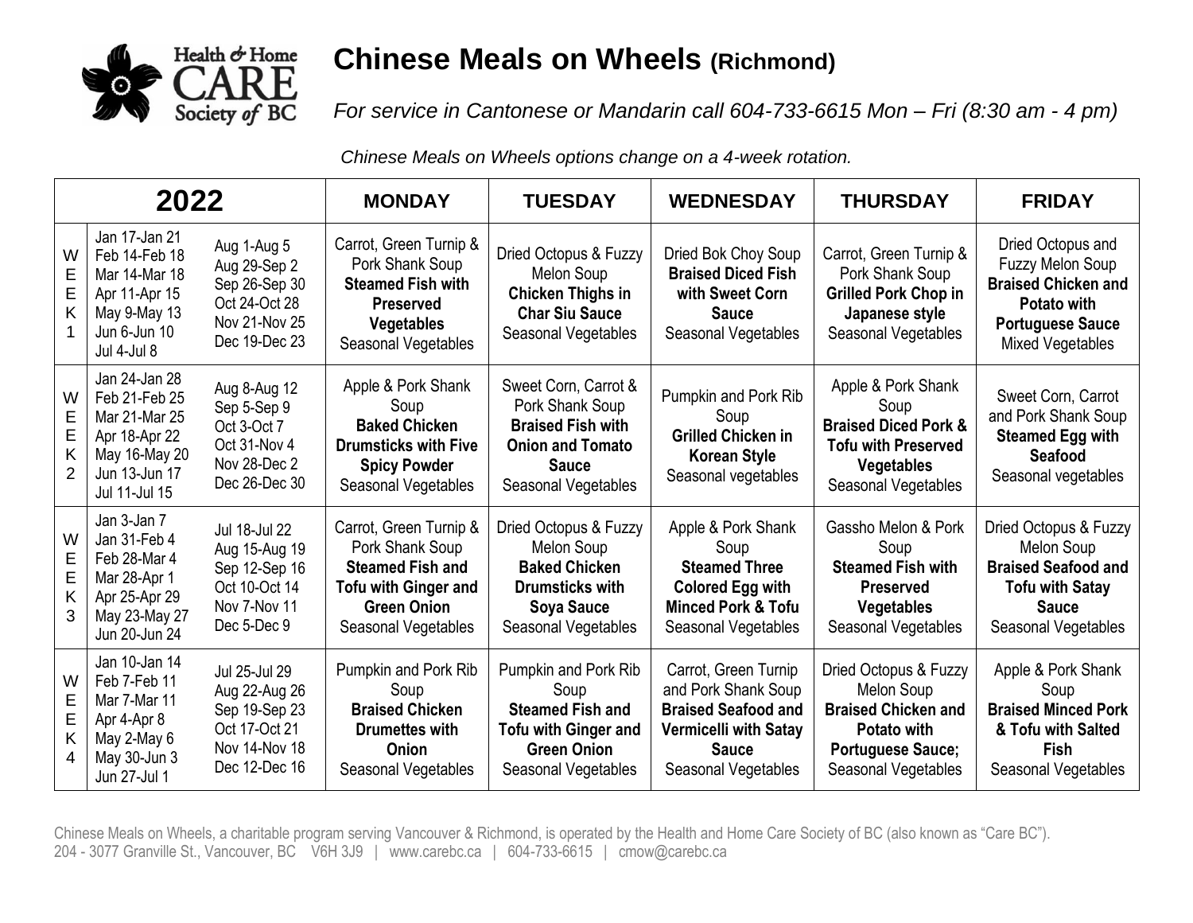Health & Home CARE Society of BC

# Chinese Meals on Wheels (Richmond)

*For service in Cantonese or Mandarin call 604-733-6615 Mon – Fri (8:30 am - 4 pm)*

*Chinese Meals on Wheels options change on a 4-week rotation.*

| 2022 | | | MONDAY | TUESDAY | WEDNESDAY | THURSDAY | FRIDAY |
|---|---|---|---|---|---|---|---|
| WEEK 1 | Jan 17-Jan 21<br>Feb 14-Feb 18<br>Mar 14-Mar 18<br>Apr 11-Apr 15<br>May 9-May 13<br>Jun 6-Jun 10<br>Jul 4-Jul 8 | Aug 1-Aug 5<br>Aug 29-Sep 2<br>Sep 26-Sep 30<br>Oct 24-Oct 28<br>Nov 21-Nov 25<br>Dec 19-Dec 23 | Carrot, Green Turnip & Pork Shank Soup<br>**Steamed Fish with Preserved Vegetables**<br>Seasonal Vegetables | Dried Octopus & Fuzzy Melon Soup<br>**Chicken Thighs in Char Siu Sauce**<br>Seasonal Vegetables | Dried Bok Choy Soup<br>**Braised Diced Fish with Sweet Corn Sauce**<br>Seasonal Vegetables | Carrot, Green Turnip & Pork Shank Soup<br>**Grilled Pork Chop in Japanese style**<br>Seasonal Vegetables | Dried Octopus and Fuzzy Melon Soup<br>**Braised Chicken and Potato with Portuguese Sauce**<br>Mixed Vegetables |
| WEEK 2 | Jan 24-Jan 28<br>Feb 21-Feb 25<br>Mar 21-Mar 25<br>Apr 18-Apr 22<br>May 16-May 20<br>Jun 13-Jun 17<br>Jul 11-Jul 15 | Aug 8-Aug 12<br>Sep 5-Sep 9<br>Oct 3-Oct 7<br>Oct 31-Nov 4<br>Nov 28-Dec 2<br>Dec 26-Dec 30 | Apple & Pork Shank Soup<br>**Baked Chicken Drumsticks with Five Spicy Powder**<br>Seasonal Vegetables | Sweet Corn, Carrot & Pork Shank Soup<br>**Braised Fish with Onion and Tomato Sauce**<br>Seasonal Vegetables | Pumpkin and Pork Rib Soup<br>**Grilled Chicken in Korean Style**<br>Seasonal vegetables | Apple & Pork Shank Soup<br>**Braised Diced Pork & Tofu with Preserved Vegetables**<br>Seasonal Vegetables | Sweet Corn, Carrot and Pork Shank Soup<br>**Steamed Egg with Seafood**<br>Seasonal vegetables |
| WEEK 3 | Jan 3-Jan 7<br>Jan 31-Feb 4<br>Feb 28-Mar 4<br>Mar 28-Apr 1<br>Apr 25-Apr 29<br>May 23-May 27<br>Jun 20-Jun 24 | Jul 18-Jul 22<br>Aug 15-Aug 19<br>Sep 12-Sep 16<br>Oct 10-Oct 14<br>Nov 7-Nov 11<br>Dec 5-Dec 9 | Carrot, Green Turnip & Pork Shank Soup<br>**Steamed Fish and Tofu with Ginger and Green Onion**<br>Seasonal Vegetables | Dried Octopus & Fuzzy Melon Soup<br>**Baked Chicken Drumsticks with Soya Sauce**<br>Seasonal Vegetables | Apple & Pork Shank Soup<br>**Steamed Three Colored Egg with Minced Pork & Tofu**<br>Seasonal Vegetables | Gassho Melon & Pork Soup<br>**Steamed Fish with Preserved Vegetables**<br>Seasonal Vegetables | Dried Octopus & Fuzzy Melon Soup<br>**Braised Seafood and Tofu with Satay Sauce**<br>Seasonal Vegetables |
| WEEK 4 | Jan 10-Jan 14<br>Feb 7-Feb 11<br>Mar 7-Mar 11<br>Apr 4-Apr 8<br>May 2-May 6<br>May 30-Jun 3<br>Jun 27-Jul 1 | Jul 25-Jul 29<br>Aug 22-Aug 26<br>Sep 19-Sep 23<br>Oct 17-Oct 21<br>Nov 14-Nov 18<br>Dec 12-Dec 16 | Pumpkin and Pork Rib Soup<br>**Braised Chicken Drumettes with Onion**<br>Seasonal Vegetables | Pumpkin and Pork Rib Soup<br>**Steamed Fish and Tofu with Ginger and Green Onion**<br>Seasonal Vegetables | Carrot, Green Turnip and Pork Shank Soup<br>**Braised Seafood and Vermicelli with Satay Sauce**<br>Seasonal Vegetables | Dried Octopus & Fuzzy Melon Soup<br>**Braised Chicken and Potato with Portuguese Sauce;**<br>Seasonal Vegetables | Apple & Pork Shank Soup<br>**Braised Minced Pork & Tofu with Salted Fish**<br>Seasonal Vegetables |

Chinese Meals on Wheels, a charitable program serving Vancouver & Richmond, is operated by the Health and Home Care Society of BC (also known as "Care BC").
204 - 3077 Granville St., Vancouver, BC V6H 3J9 | www.carebc.ca | 604-733-6615 | cmow@carebc.ca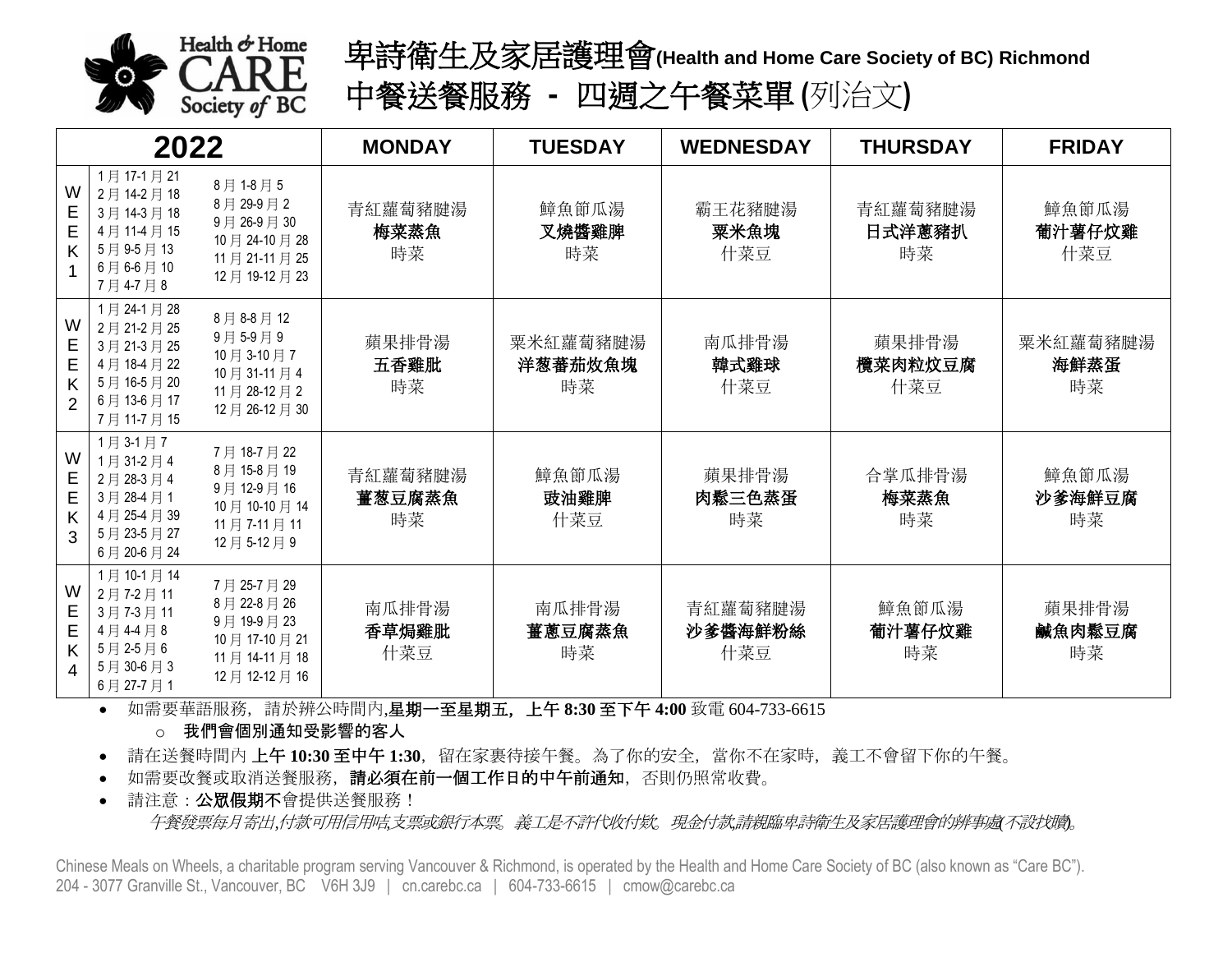# 卑詩衛生及家居護理會(Health and Home Care Society of BC) Richmond
# 中餐送餐服務 - 四週之午餐菜單 (列治文)

| 2022 | | MONDAY | TUESDAY | WEDNESDAY | THURSDAY | FRIDAY |
|---|---|---|---|---|---|---|
| WEEK 1 | 1月17-1月21<br>2月14-2月18<br>3月14-3月18<br>4月11-4月15<br>5月9-5月13<br>6月6-6月10<br>7月4-7月8<br>8月1-8月5<br>8月29-9月2<br>9月26-9月30<br>10月24-10月28<br>11月21-11月25<br>12月19-12月23 | 青紅蘿蔔豬腱湯<br>**梅菜蒸魚**<br>時菜 | 鱆魚節瓜湯<br>**叉燒醬雞脾**<br>時菜 | 霸王花豬腱湯<br>**粟米魚塊**<br>什菜豆 | 青紅蘿蔔豬腱湯<br>**日式洋蔥豬扒**<br>時菜 | 鱆魚節瓜湯<br>**葡汁薯仔炆雞**<br>什菜豆 |
| WEEK 2 | 1月24-1月28<br>2月21-2月25<br>3月21-3月25<br>4月18-4月22<br>5月16-5月20<br>6月13-6月17<br>7月11-7月15<br>8月8-8月12<br>9月5-9月9<br>10月3-10月7<br>10月31-11月4<br>11月28-12月2<br>12月26-12月30 | 蘋果排骨湯<br>**五香雞肶**<br>時菜 | 粟米紅蘿蔔豬腱湯<br>**洋葱蕃茄炆魚塊**<br>時菜 | 南瓜排骨湯<br>**韓式雞球**<br>什菜豆 | 蘋果排骨湯<br>**欖菜肉粒炆豆腐**<br>什菜豆 | 粟米紅蘿蔔豬腱湯<br>**海鮮蒸蛋**<br>時菜 |
| WEEK 3 | 1月3-1月7<br>1月31-2月4<br>2月28-3月4<br>3月28-4月1<br>4月25-4月39<br>5月23-5月27<br>6月20-6月24<br>7月18-7月22<br>8月15-8月19<br>9月12-9月16<br>10月10-10月14<br>11月7-11月11<br>12月5-12月9 | 青紅蘿蔔豬腱湯<br>**薑葱豆腐蒸魚**<br>時菜 | 鱆魚節瓜湯<br>**豉油雞脾**<br>什菜豆 | 蘋果排骨湯<br>**肉鬆三色蒸蛋**<br>時菜 | 合掌瓜排骨湯<br>**梅菜蒸魚**<br>時菜 | 鱆魚節瓜湯<br>**沙爹海鮮豆腐**<br>時菜 |
| WEEK 4 | 1月10-1月14<br>2月7-2月11<br>3月7-3月11<br>4月4-4月8<br>5月2-5月6<br>5月30-6月3<br>6月27-7月1<br>7月25-7月29<br>8月22-8月26<br>9月19-9月23<br>10月17-10月21<br>11月14-11月18<br>12月12-12月16 | 南瓜排骨湯<br>**香草焗雞肶**<br>什菜豆 | 南瓜排骨湯<br>**薑蔥豆腐蒸魚**<br>時菜 | 青紅蘿蔔豬腱湯<br>**沙爹醬海鮮粉絲**<br>什菜豆 | 鱆魚節瓜湯<br>**葡汁薯仔炆雞**<br>時菜 | 蘋果排骨湯<br>**鹹魚肉鬆豆腐**<br>時菜 |

- 如需要華語服務，請於辦公時間內,**星期一至星期五，上午 8:30 至下午 4:00** 致電 604-733-6615
  - **我們會個別通知受影響的客人**
- 請在送餐時間內 **上午 10:30 至中午 1:30**，留在家裏待接午餐。為了你的安全，當你不在家時，義工不會留下你的午餐。
- 如需要改餐或取消送餐服務，**請必須在前一個工作日的中午前通知**，否則仍照常收費。
- 請注意：**公眾假期不**會提供送餐服務！

  *午餐發票每月寄出,付款可用信用咭,支票或銀行本票。義工是不許代收付款。現金付款,請親臨卑詩衛生及家居護理會的辦事處(不設找贖)。*

Chinese Meals on Wheels, a charitable program serving Vancouver & Richmond, is operated by the Health and Home Care Society of BC (also known as "Care BC").
204 - 3077 Granville St., Vancouver, BC V6H 3J9 | cn.carebc.ca | 604-733-6615 | cmow@carebc.ca